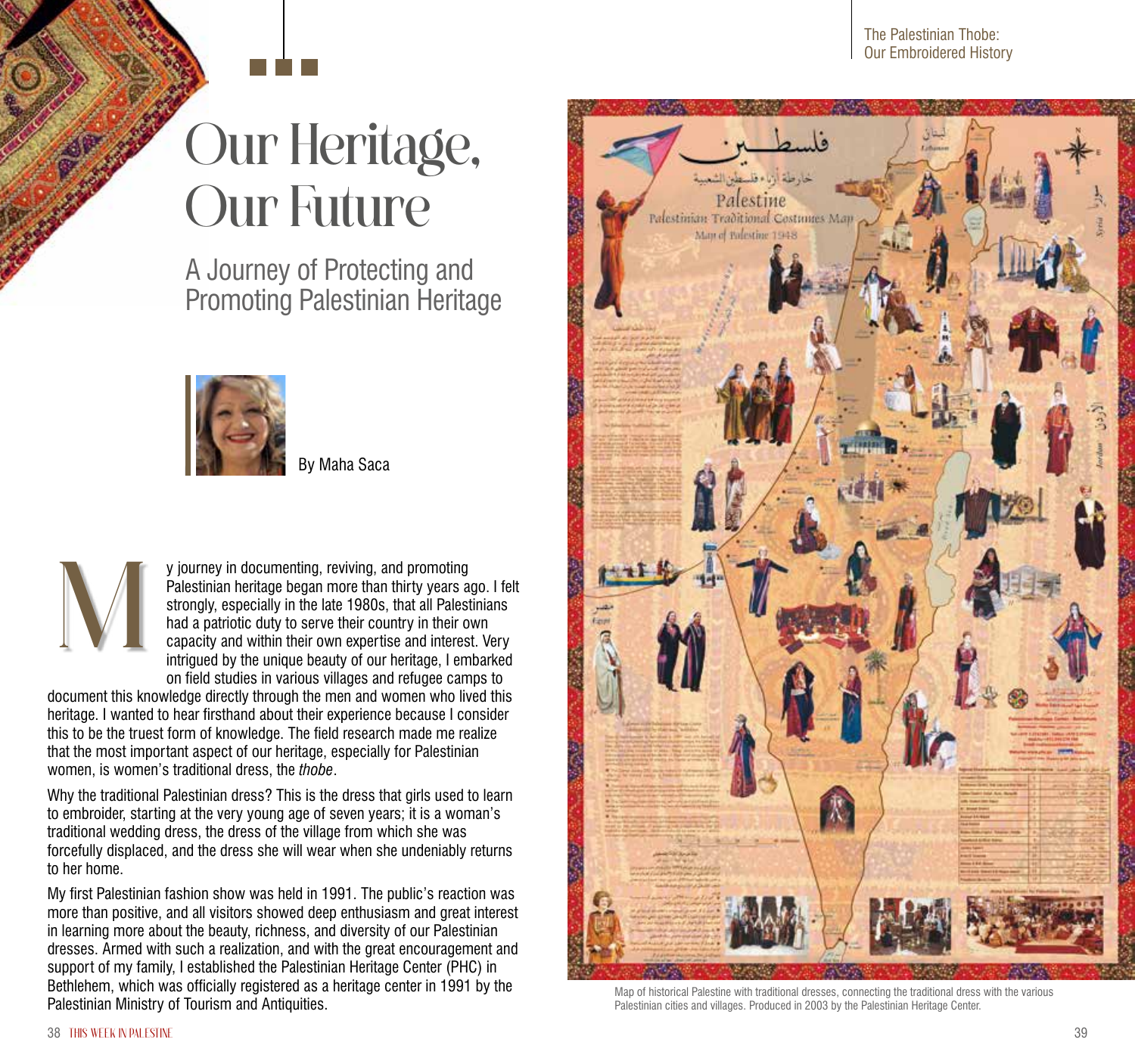# Our Heritage, Our Future

## A Journey of Protecting and Promoting Palestinian Heritage

By Maha Saca

My journey in documenting, reviving, and promoting Palestinian heritage began more than thirty years ago. I felt strongly, especially in the late 1980s, that all Palestinians had a patriotic duty to serve their country in their own capacity and within their own expertise and interest. Very intrigued by the unique beauty of our heritage, I embarked on field studies in various villages and refugee camps to document this knowledge directly through the men and women who lived this heritage. I wanted to hear firsthand about their experience because I consider this to be the truest form of knowledge. The field research made me realize that the most important aspect of our heritage, especially for Palestinian women, is women's traditional dress, the *thobe*.

Why the traditional Palestinian dress? This is the dress that girls used to learn to embroider, starting at the very young age of seven years; it is a woman's traditional wedding dress, the dress of the village from which she was forcefully displaced, and the dress she will wear when she undeniably returns to her home.

My first Palestinian fashion show was held in 1991. The public's reaction was more than positive, and all visitors showed deep enthusiasm and great interest in learning more about the beauty, richness, and diversity of our Palestinian dresses. Armed with such a realization, and with the great encouragement and support of my family, I established the Palestinian Heritage Center (PHC) in Bethlehem, which was officially registered as a heritage center in 1991 by the Palestinian Ministry of Tourism and Antiquities.

Map of historical Palestine with traditional dresses, connecting the traditional dress with the various Palestinian cities and villages. Produced in 2003 by the Palestinian Heritage Center.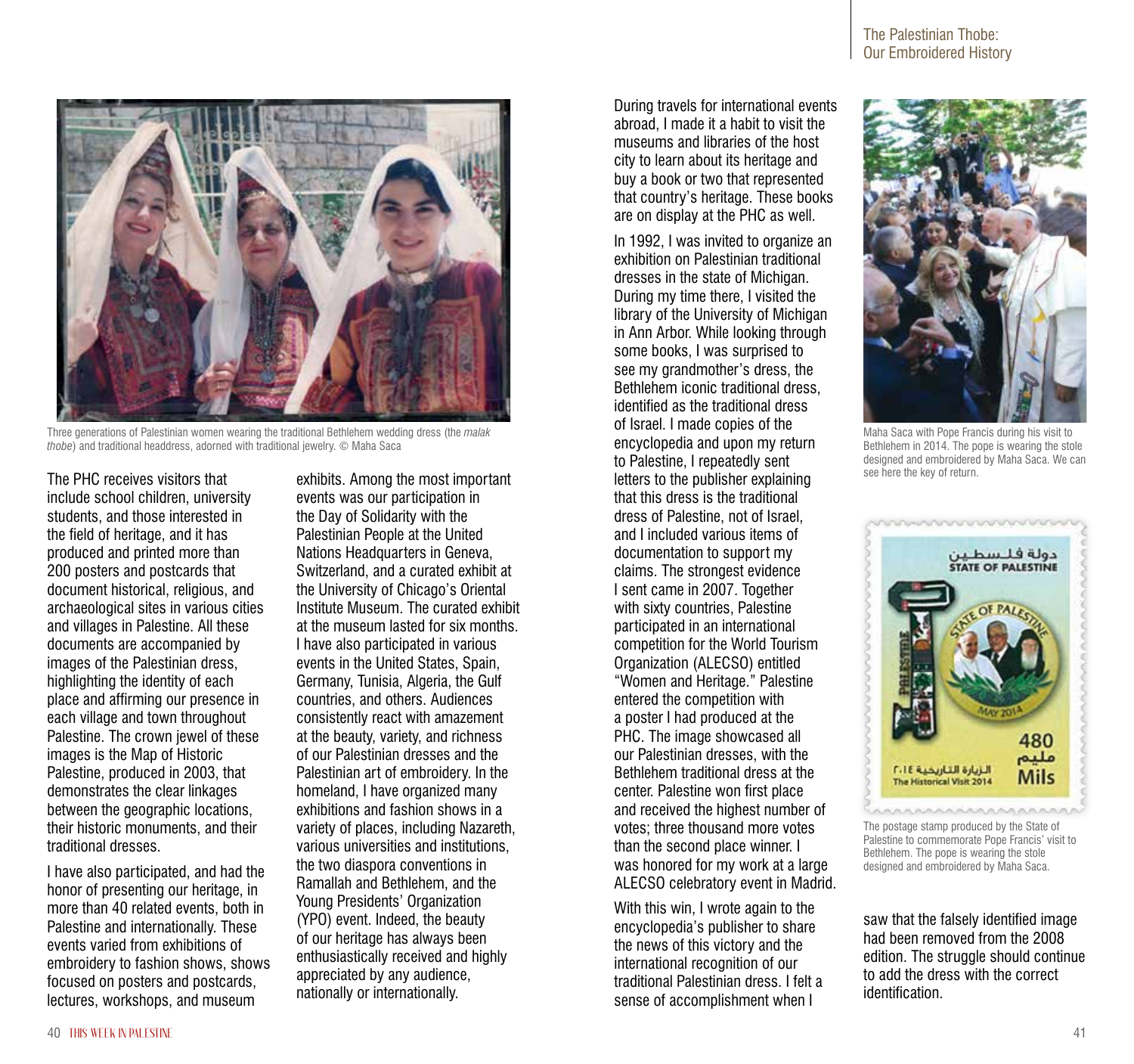Three generations of Palestinian women wearing the traditional Bethlehem wedding dress (the *malak thobe*) and traditional headdress, adorned with traditional jewelry. © Maha Saca

The PHC receives visitors that include school children, university students, and those interested in the field of heritage, and it has produced and printed more than 200 posters and postcards that document historical, religious, and archaeological sites in various cities and villages in Palestine. All these documents are accompanied by images of the Palestinian dress, highlighting the identity of each place and affirming our presence in each village and town throughout Palestine. The crown jewel of these images is the Map of Historic Palestine, produced in 2003, that demonstrates the clear linkages between the geographic locations, their historic monuments, and their traditional dresses.

I have also participated, and had the honor of presenting our heritage, in more than 40 related events, both in Palestine and internationally. These events varied from exhibitions of embroidery to fashion shows, shows focused on posters and postcards, lectures, workshops, and museum exhibits. Among the most important events was our participation in the Day of Solidarity with the Palestinian People at the United Nations Headquarters in Geneva, Switzerland, and a curated exhibit at the University of Chicago's Oriental Institute Museum. The curated exhibit at the museum lasted for six months. I have also participated in various events in the United States, Spain, Germany, Tunisia, Algeria, the Gulf countries, and others. Audiences consistently react with amazement at the beauty, variety, and richness of our Palestinian dresses and the Palestinian art of embroidery. In the homeland, I have organized many exhibitions and fashion shows in a variety of places, including Nazareth, various universities and institutions, the two diaspora conventions in Ramallah and Bethlehem, and the Young Presidents' Organization (YPO) event. Indeed, the beauty of our heritage has always been enthusiastically received and highly appreciated by any audience, nationally or internationally.

During travels for international events abroad, I made it a habit to visit the museums and libraries of the host city to learn about its heritage and buy a book or two that represented that country's heritage. These books are on display at the PHC as well.

In 1992, I was invited to organize an exhibition on Palestinian traditional dresses in the state of Michigan. During my time there, I visited the library of the University of Michigan in Ann Arbor. While looking through some books, I was surprised to see my grandmother's dress, the Bethlehem iconic traditional dress, identified as the traditional dress of Israel. I made copies of the encyclopedia and upon my return to Palestine, I repeatedly sent letters to the publisher explaining that this dress is the traditional dress of Palestine, not of Israel, and I included various items of documentation to support my claims. The strongest evidence I sent came in 2007. Together with sixty countries, Palestine participated in an international competition for the World Tourism Organization (ALECSO) entitled "Women and Heritage." Palestine entered the competition with a poster I had produced at the PHC. The image showcased all our Palestinian dresses, with the Bethlehem traditional dress at the center. Palestine won first place and received the highest number of votes; three thousand more votes than the second place winner. I was honored for my work at a large ALECSO celebratory event in Madrid.

With this win, I wrote again to the encyclopedia's publisher to share the news of this victory and the international recognition of our traditional Palestinian dress. I felt a sense of accomplishment when I saw that the falsely identified image had been removed from the 2008 edition. The struggle should continue to add the dress with the correct identification.

Maha Saca with Pope Francis during his visit to Bethlehem in 2014. The pope is wearing the stole designed and embroidered by Maha Saca. We can see here the key of return.

The postage stamp produced by the State of Palestine to commemorate Pope Francis' visit to Bethlehem. The pope is wearing the stole designed and embroidered by Maha Saca.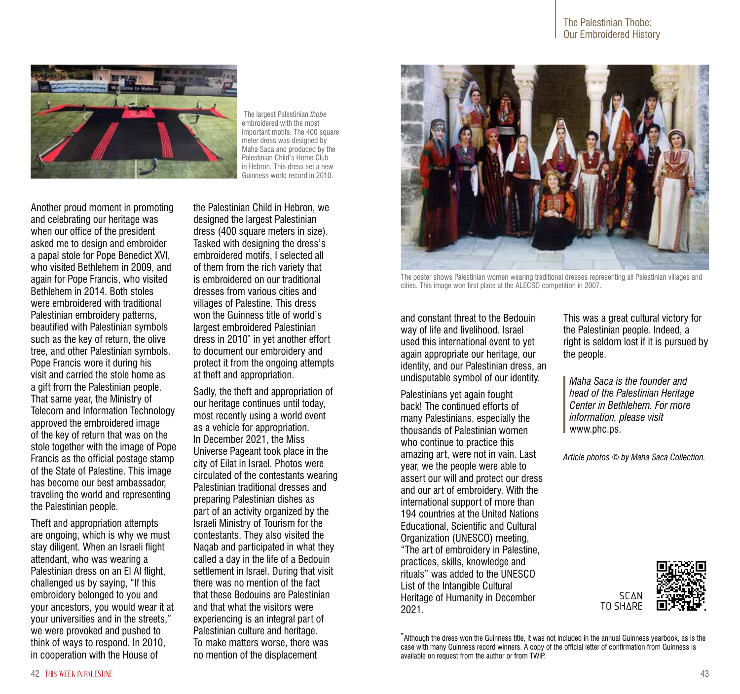The largest Palestinian *thobe* embroidered with the most important motifs. The 400 square meter dress was designed by Maha Saca and produced by the Palestinian Child's Home Club in Hebron. This dress set a new Guinness world record in 2010.

Another proud moment in promoting and celebrating our heritage was when our office of the president asked me to design and embroider a papal stole for Pope Benedict XVI, who visited Bethlehem in 2009, and again for Pope Francis, who visited Bethlehem in 2014. Both stoles were embroidered with traditional Palestinian embroidery patterns, beautified with Palestinian symbols such as the key of return, the olive tree, and other Palestinian symbols. Pope Francis wore it during his visit and carried the stole home as a gift from the Palestinian people. That same year, the Ministry of Telecom and Information Technology approved the embroidered image of the key of return that was on the stole together with the image of Pope Francis as the official postage stamp of the State of Palestine. This image has become our best ambassador, traveling the world and representing the Palestinian people.

Theft and appropriation attempts are ongoing, which is why we must stay diligent. When an Israeli flight attendant, who was wearing a Palestinian dress on an El Al flight, challenged us by saying, "If this embroidery belonged to you and your ancestors, you would wear it at your universities and in the streets," we were provoked and pushed to think of ways to respond. In 2010, in cooperation with the House of the Palestinian Child in Hebron, we designed the largest Palestinian dress (400 square meters in size). Tasked with designing the dress's embroidered motifs, I selected all of them from the rich variety that is embroidered on our traditional dresses from various cities and villages of Palestine. This dress won the Guinness title of world's largest embroidered Palestinian dress in 2010* in yet another effort to document our embroidery and protect it from the ongoing attempts at theft and appropriation.

Sadly, the theft and appropriation of our heritage continues until today, most recently using a world event as a vehicle for appropriation. In December 2021, the Miss Universe Pageant took place in the city of Eilat in Israel. Photos were circulated of the contestants wearing Palestinian traditional dresses and preparing Palestinian dishes as part of an activity organized by the Israeli Ministry of Tourism for the contestants. They also visited the Naqab and participated in what they called a day in the life of a Bedouin settlement in Israel. During that visit there was no mention of the fact that these Bedouins are Palestinian and that what the visitors were experiencing is an integral part of Palestinian culture and heritage. To make matters worse, there was no mention of the displacement and constant threat to the Bedouin way of life and livelihood. Israel used this international event to yet again appropriate our heritage, our identity, and our Palestinian dress, an undisputable symbol of our identity.

The poster shows Palestinian women wearing traditional dresses representing all Palestinian villages and cities. This image won first place at the ALECSO competition in 2007.

Palestinians yet again fought back! The continued efforts of many Palestinians, especially the thousands of Palestinian women who continue to practice this amazing art, were not in vain. Last year, we the people were able to assert our will and protect our dress and our art of embroidery. With the international support of more than 194 countries at the United Nations Educational, Scientific and Cultural Organization (UNESCO) meeting, "The art of embroidery in Palestine, practices, skills, knowledge and rituals" was added to the UNESCO List of the Intangible Cultural Heritage of Humanity in December 2021.

This was a great cultural victory for the Palestinian people. Indeed, a right is seldom lost if it is pursued by the people.

*Maha Saca is the founder and head of the Palestinian Heritage Center in Bethlehem. For more information, please visit* www.phc.ps.

*Article photos © by Maha Saca Collection.*

SCAN TO SHARE

*Although the dress won the Guinness title, it was not included in the annual Guinness yearbook, as is the case with many Guinness record winners. A copy of the official letter of confirmation from Guinness is available on request from the author or from TWIP.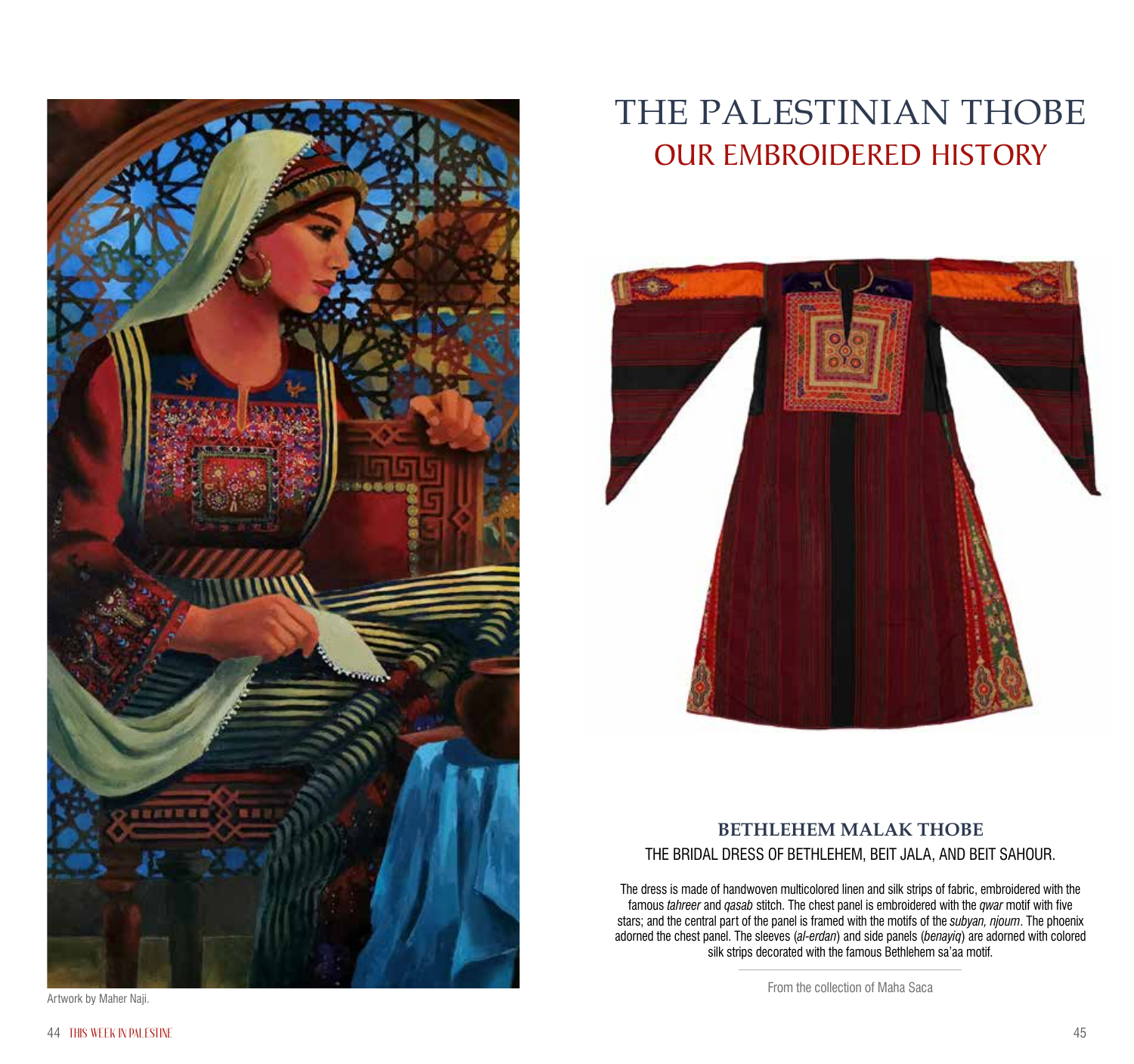Artwork by Maher Naji.

# THE PALESTINIAN THOBE

## OUR EMBROIDERED HISTORY

### BETHLEHEM MALAK THOBE

THE BRIDAL DRESS OF BETHLEHEM, BEIT JALA, AND BEIT SAHOUR.

The dress is made of handwoven multicolored linen and silk strips of fabric, embroidered with the famous *tahreer* and *qasab* stitch. The chest panel is embroidered with the *qwar* motif with five stars; and the central part of the panel is framed with the motifs of the *subyan, njoum*. The phoenix adorned the chest panel. The sleeves (*al-erdan*) and side panels (*benayiq*) are adorned with colored silk strips decorated with the famous Bethlehem sa'aa motif.

From the collection of Maha Saca